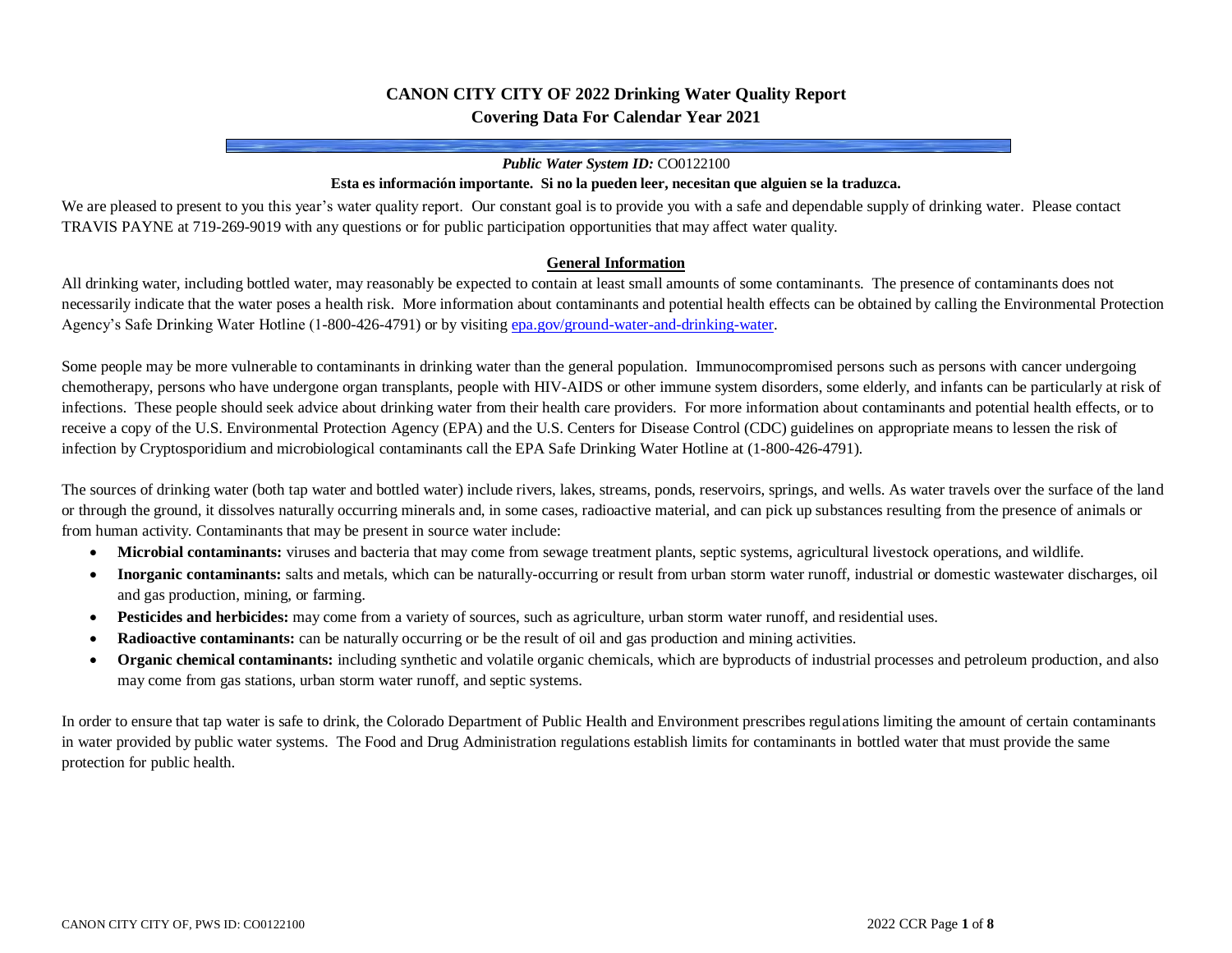# CANON CITY CITY OF 2022 Drinking Water Quality Report
## Covering Data For Calendar Year 2021

***Public Water System ID:*** CO0122100

**Esta es información importante. Si no la pueden leer, necesitan que alguien se la traduzca.**

We are pleased to present to you this year's water quality report. Our constant goal is to provide you with a safe and dependable supply of drinking water. Please contact TRAVIS PAYNE at 719-269-9019 with any questions or for public participation opportunities that may affect water quality.

### General Information

All drinking water, including bottled water, may reasonably be expected to contain at least small amounts of some contaminants. The presence of contaminants does not necessarily indicate that the water poses a health risk. More information about contaminants and potential health effects can be obtained by calling the Environmental Protection Agency's Safe Drinking Water Hotline (1-800-426-4791) or by visiting [epa.gov/ground-water-and-drinking-water](epa.gov/ground-water-and-drinking-water).

Some people may be more vulnerable to contaminants in drinking water than the general population. Immunocompromised persons such as persons with cancer undergoing chemotherapy, persons who have undergone organ transplants, people with HIV-AIDS or other immune system disorders, some elderly, and infants can be particularly at risk of infections. These people should seek advice about drinking water from their health care providers. For more information about contaminants and potential health effects, or to receive a copy of the U.S. Environmental Protection Agency (EPA) and the U.S. Centers for Disease Control (CDC) guidelines on appropriate means to lessen the risk of infection by Cryptosporidium and microbiological contaminants call the EPA Safe Drinking Water Hotline at (1-800-426-4791).

The sources of drinking water (both tap water and bottled water) include rivers, lakes, streams, ponds, reservoirs, springs, and wells. As water travels over the surface of the land or through the ground, it dissolves naturally occurring minerals and, in some cases, radioactive material, and can pick up substances resulting from the presence of animals or from human activity. Contaminants that may be present in source water include:

- **Microbial contaminants:** viruses and bacteria that may come from sewage treatment plants, septic systems, agricultural livestock operations, and wildlife.
- **Inorganic contaminants:** salts and metals, which can be naturally-occurring or result from urban storm water runoff, industrial or domestic wastewater discharges, oil and gas production, mining, or farming.
- **Pesticides and herbicides:** may come from a variety of sources, such as agriculture, urban storm water runoff, and residential uses.
- **Radioactive contaminants:** can be naturally occurring or be the result of oil and gas production and mining activities.
- **Organic chemical contaminants:** including synthetic and volatile organic chemicals, which are byproducts of industrial processes and petroleum production, and also may come from gas stations, urban storm water runoff, and septic systems.

In order to ensure that tap water is safe to drink, the Colorado Department of Public Health and Environment prescribes regulations limiting the amount of certain contaminants in water provided by public water systems. The Food and Drug Administration regulations establish limits for contaminants in bottled water that must provide the same protection for public health.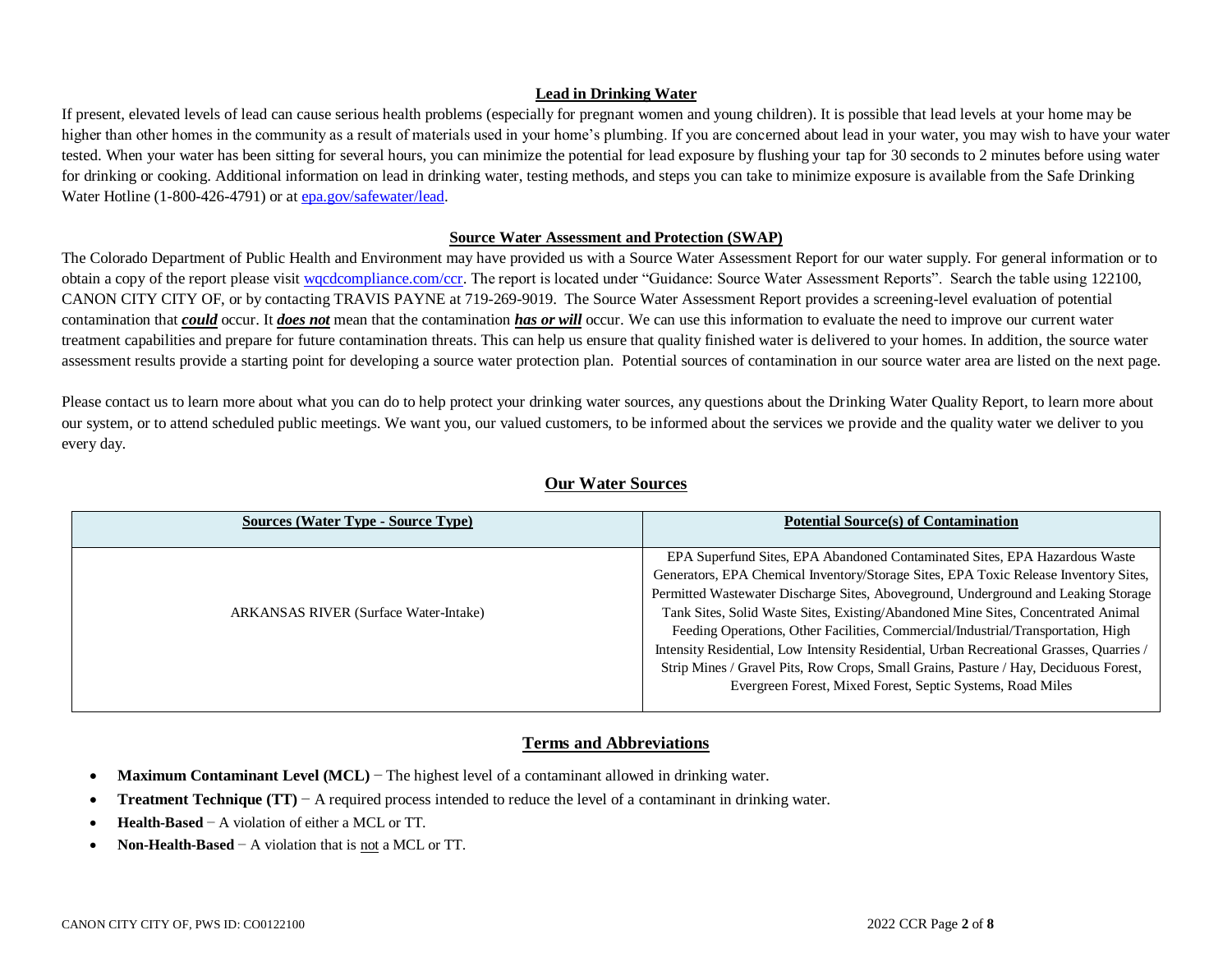## Lead in Drinking Water

If present, elevated levels of lead can cause serious health problems (especially for pregnant women and young children). It is possible that lead levels at your home may be higher than other homes in the community as a result of materials used in your home's plumbing. If you are concerned about lead in your water, you may wish to have your water tested. When your water has been sitting for several hours, you can minimize the potential for lead exposure by flushing your tap for 30 seconds to 2 minutes before using water for drinking or cooking. Additional information on lead in drinking water, testing methods, and steps you can take to minimize exposure is available from the Safe Drinking Water Hotline (1-800-426-4791) or at epa.gov/safewater/lead.

## Source Water Assessment and Protection (SWAP)

The Colorado Department of Public Health and Environment may have provided us with a Source Water Assessment Report for our water supply. For general information or to obtain a copy of the report please visit wqcdcompliance.com/ccr. The report is located under "Guidance: Source Water Assessment Reports". Search the table using 122100, CANON CITY CITY OF, or by contacting TRAVIS PAYNE at 719-269-9019. The Source Water Assessment Report provides a screening-level evaluation of potential contamination that ***could*** occur. It ***does not*** mean that the contamination ***has or will*** occur. We can use this information to evaluate the need to improve our current water treatment capabilities and prepare for future contamination threats. This can help us ensure that quality finished water is delivered to your homes. In addition, the source water assessment results provide a starting point for developing a source water protection plan. Potential sources of contamination in our source water area are listed on the next page.

Please contact us to learn more about what you can do to help protect your drinking water sources, any questions about the Drinking Water Quality Report, to learn more about our system, or to attend scheduled public meetings. We want you, our valued customers, to be informed about the services we provide and the quality water we deliver to you every day.

## Our Water Sources

| Sources (Water Type - Source Type) | Potential Source(s) of Contamination |
|---|---|
| ARKANSAS RIVER (Surface Water-Intake) | EPA Superfund Sites, EPA Abandoned Contaminated Sites, EPA Hazardous Waste Generators, EPA Chemical Inventory/Storage Sites, EPA Toxic Release Inventory Sites, Permitted Wastewater Discharge Sites, Aboveground, Underground and Leaking Storage Tank Sites, Solid Waste Sites, Existing/Abandoned Mine Sites, Concentrated Animal Feeding Operations, Other Facilities, Commercial/Industrial/Transportation, High Intensity Residential, Low Intensity Residential, Urban Recreational Grasses, Quarries / Strip Mines / Gravel Pits, Row Crops, Small Grains, Pasture / Hay, Deciduous Forest, Evergreen Forest, Mixed Forest, Septic Systems, Road Miles |

## Terms and Abbreviations

- **Maximum Contaminant Level (MCL)** − The highest level of a contaminant allowed in drinking water.
- **Treatment Technique (TT)** − A required process intended to reduce the level of a contaminant in drinking water.
- **Health-Based** − A violation of either a MCL or TT.
- **Non-Health-Based** − A violation that is not a MCL or TT.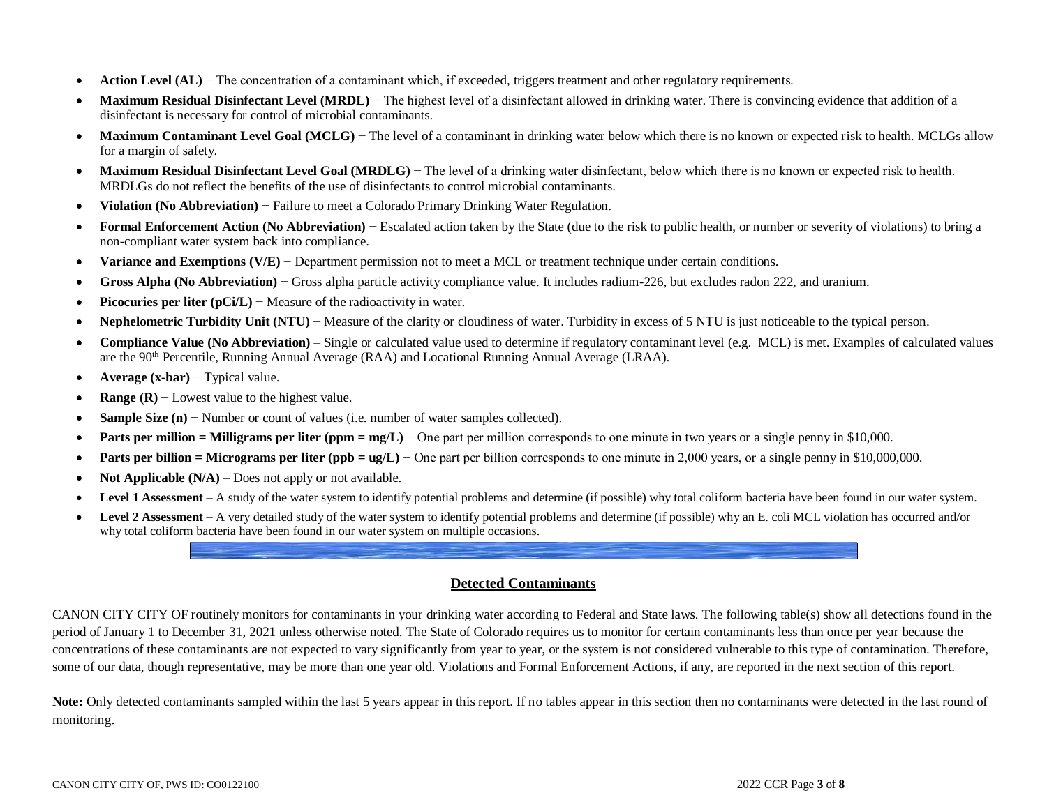- **Action Level (AL)** − The concentration of a contaminant which, if exceeded, triggers treatment and other regulatory requirements.
- **Maximum Residual Disinfectant Level (MRDL)** − The highest level of a disinfectant allowed in drinking water. There is convincing evidence that addition of a disinfectant is necessary for control of microbial contaminants.
- **Maximum Contaminant Level Goal (MCLG)** − The level of a contaminant in drinking water below which there is no known or expected risk to health. MCLGs allow for a margin of safety.
- **Maximum Residual Disinfectant Level Goal (MRDLG)** − The level of a drinking water disinfectant, below which there is no known or expected risk to health. MRDLGs do not reflect the benefits of the use of disinfectants to control microbial contaminants.
- **Violation (No Abbreviation)** − Failure to meet a Colorado Primary Drinking Water Regulation.
- **Formal Enforcement Action (No Abbreviation)** − Escalated action taken by the State (due to the risk to public health, or number or severity of violations) to bring a non-compliant water system back into compliance.
- **Variance and Exemptions (V/E)** − Department permission not to meet a MCL or treatment technique under certain conditions.
- **Gross Alpha (No Abbreviation)** − Gross alpha particle activity compliance value. It includes radium-226, but excludes radon 222, and uranium.
- **Picocuries per liter (pCi/L)** − Measure of the radioactivity in water.
- **Nephelometric Turbidity Unit (NTU)** − Measure of the clarity or cloudiness of water. Turbidity in excess of 5 NTU is just noticeable to the typical person.
- **Compliance Value (No Abbreviation)** – Single or calculated value used to determine if regulatory contaminant level (e.g. MCL) is met. Examples of calculated values are the 90th Percentile, Running Annual Average (RAA) and Locational Running Annual Average (LRAA).
- **Average (x-bar)** − Typical value.
- **Range (R)** − Lowest value to the highest value.
- **Sample Size (n)** − Number or count of values (i.e. number of water samples collected).
- **Parts per million = Milligrams per liter (ppm = mg/L)** − One part per million corresponds to one minute in two years or a single penny in $10,000.
- **Parts per billion = Micrograms per liter (ppb = ug/L)** − One part per billion corresponds to one minute in 2,000 years, or a single penny in $10,000,000.
- **Not Applicable (N/A)** – Does not apply or not available.
- **Level 1 Assessment** – A study of the water system to identify potential problems and determine (if possible) why total coliform bacteria have been found in our water system.
- **Level 2 Assessment** – A very detailed study of the water system to identify potential problems and determine (if possible) why an E. coli MCL violation has occurred and/or why total coliform bacteria have been found in our water system on multiple occasions.

## Detected Contaminants

CANON CITY CITY OF routinely monitors for contaminants in your drinking water according to Federal and State laws. The following table(s) show all detections found in the period of January 1 to December 31, 2021 unless otherwise noted. The State of Colorado requires us to monitor for certain contaminants less than once per year because the concentrations of these contaminants are not expected to vary significantly from year to year, or the system is not considered vulnerable to this type of contamination. Therefore, some of our data, though representative, may be more than one year old. Violations and Formal Enforcement Actions, if any, are reported in the next section of this report.

**Note:** Only detected contaminants sampled within the last 5 years appear in this report. If no tables appear in this section then no contaminants were detected in the last round of monitoring.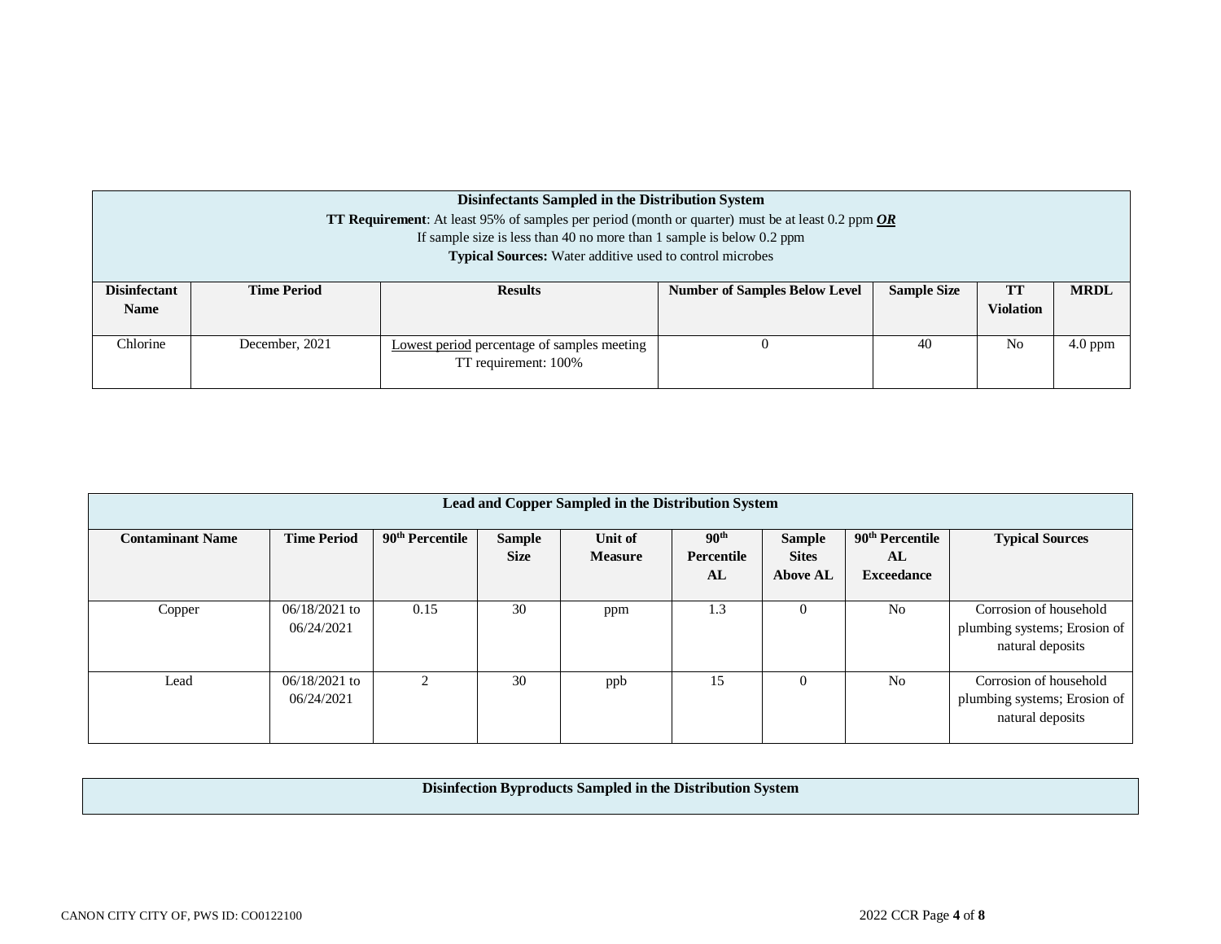| **Disinfectants Sampled in the Distribution System**<br>**TT Requirement**: At least 95% of samples per period (month or quarter) must be at least 0.2 ppm ***OR***<br>If sample size is less than 40 no more than 1 sample is below 0.2 ppm<br>**Typical Sources:** Water additive used to control microbes | | | | | | |
|---|---|---|---|---|---|---|
| **Disinfectant Name** | **Time Period** | **Results** | **Number of Samples Below Level** | **Sample Size** | **TT Violation** | **MRDL** |
| Chlorine | December, 2021 | Lowest period percentage of samples meeting TT requirement: 100% | 0 | 40 | No | 4.0 ppm |

| **Lead and Copper Sampled in the Distribution System** | | | | | | | | |
|---|---|---|---|---|---|---|---|---|
| **Contaminant Name** | **Time Period** | **90th Percentile** | **Sample Size** | **Unit of Measure** | **90th Percentile AL** | **Sample Sites Above AL** | **90th Percentile AL Exceedance** | **Typical Sources** |
| Copper | 06/18/2021 to 06/24/2021 | 0.15 | 30 | ppm | 1.3 | 0 | No | Corrosion of household plumbing systems; Erosion of natural deposits |
| Lead | 06/18/2021 to 06/24/2021 | 2 | 30 | ppb | 15 | 0 | No | Corrosion of household plumbing systems; Erosion of natural deposits |

| **Disinfection Byproducts Sampled in the Distribution System** |
|---|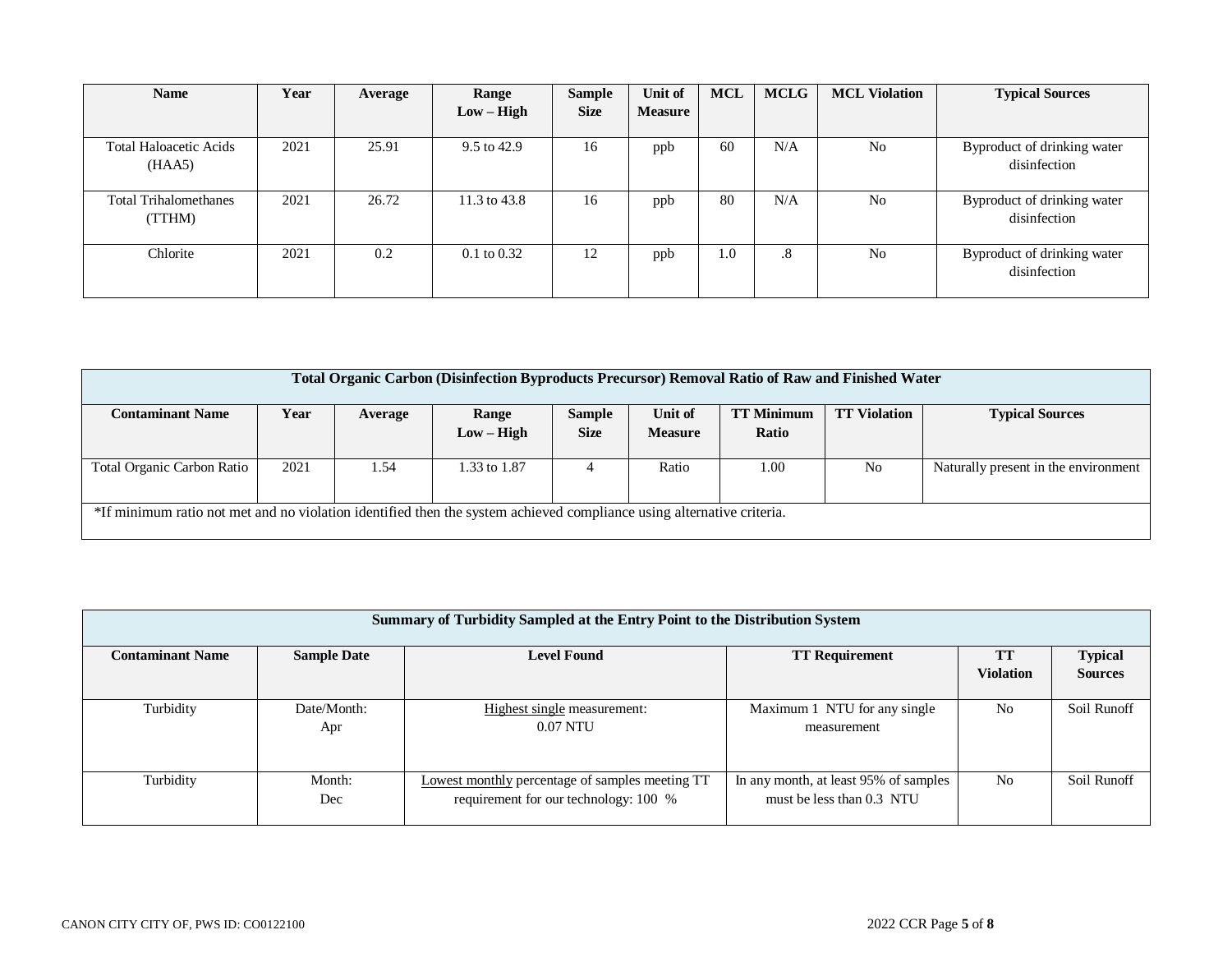| Name | Year | Average | Range Low – High | Sample Size | Unit of Measure | MCL | MCLG | MCL Violation | Typical Sources |
|---|---|---|---|---|---|---|---|---|---|
| Total Haloacetic Acids (HAA5) | 2021 | 25.91 | 9.5 to 42.9 | 16 | ppb | 60 | N/A | No | Byproduct of drinking water disinfection |
| Total Trihalomethanes (TTHM) | 2021 | 26.72 | 11.3 to 43.8 | 16 | ppb | 80 | N/A | No | Byproduct of drinking water disinfection |
| Chlorite | 2021 | 0.2 | 0.1 to 0.32 | 12 | ppb | 1.0 | .8 | No | Byproduct of drinking water disinfection |

| Total Organic Carbon (Disinfection Byproducts Precursor) Removal Ratio of Raw and Finished Water | | | | | | | | |
|---|---|---|---|---|---|---|---|---|
| **Contaminant Name** | **Year** | **Average** | **Range Low – High** | **Sample Size** | **Unit of Measure** | **TT Minimum Ratio** | **TT Violation** | **Typical Sources** |
| Total Organic Carbon Ratio | 2021 | 1.54 | 1.33 to 1.87 | 4 | Ratio | 1.00 | No | Naturally present in the environment |
| *If minimum ratio not met and no violation identified then the system achieved compliance using alternative criteria. | | | | | | | | |

| Summary of Turbidity Sampled at the Entry Point to the Distribution System | | | | | |
|---|---|---|---|---|---|
| **Contaminant Name** | **Sample Date** | **Level Found** | **TT Requirement** | **TT Violation** | **Typical Sources** |
| Turbidity | Date/Month: Apr | Highest single measurement: 0.07 NTU | Maximum 1 NTU for any single measurement | No | Soil Runoff |
| Turbidity | Month: Dec | Lowest monthly percentage of samples meeting TT requirement for our technology: 100 % | In any month, at least 95% of samples must be less than 0.3 NTU | No | Soil Runoff |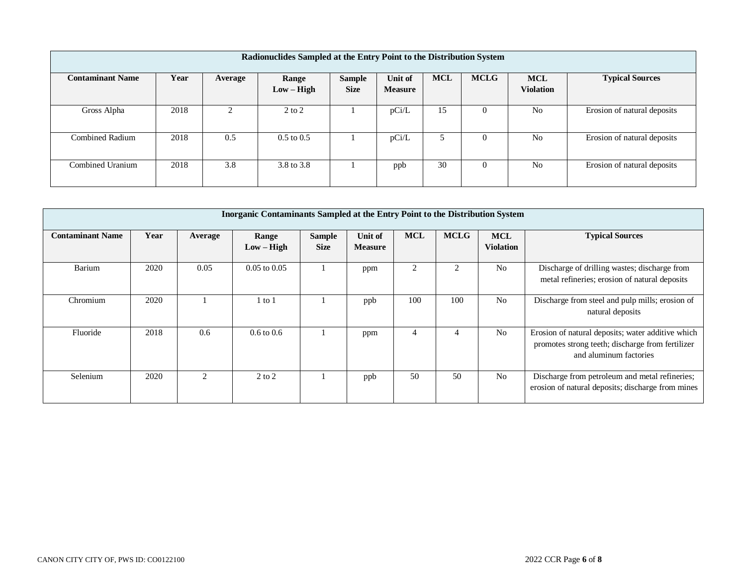| Radionuclides Sampled at the Entry Point to the Distribution System | | | | | | | | | |
|---|---|---|---|---|---|---|---|---|---|
| **Contaminant Name** | **Year** | **Average** | **Range Low – High** | **Sample Size** | **Unit of Measure** | **MCL** | **MCLG** | **MCL Violation** | **Typical Sources** |
| Gross Alpha | 2018 | 2 | 2 to 2 | 1 | pCi/L | 15 | 0 | No | Erosion of natural deposits |
| Combined Radium | 2018 | 0.5 | 0.5 to 0.5 | 1 | pCi/L | 5 | 0 | No | Erosion of natural deposits |
| Combined Uranium | 2018 | 3.8 | 3.8 to 3.8 | 1 | ppb | 30 | 0 | No | Erosion of natural deposits |

| Inorganic Contaminants Sampled at the Entry Point to the Distribution System | | | | | | | | | |
|---|---|---|---|---|---|---|---|---|---|
| **Contaminant Name** | **Year** | **Average** | **Range Low – High** | **Sample Size** | **Unit of Measure** | **MCL** | **MCLG** | **MCL Violation** | **Typical Sources** |
| Barium | 2020 | 0.05 | 0.05 to 0.05 | 1 | ppm | 2 | 2 | No | Discharge of drilling wastes; discharge from metal refineries; erosion of natural deposits |
| Chromium | 2020 | 1 | 1 to 1 | 1 | ppb | 100 | 100 | No | Discharge from steel and pulp mills; erosion of natural deposits |
| Fluoride | 2018 | 0.6 | 0.6 to 0.6 | 1 | ppm | 4 | 4 | No | Erosion of natural deposits; water additive which promotes strong teeth; discharge from fertilizer and aluminum factories |
| Selenium | 2020 | 2 | 2 to 2 | 1 | ppb | 50 | 50 | No | Discharge from petroleum and metal refineries; erosion of natural deposits; discharge from mines |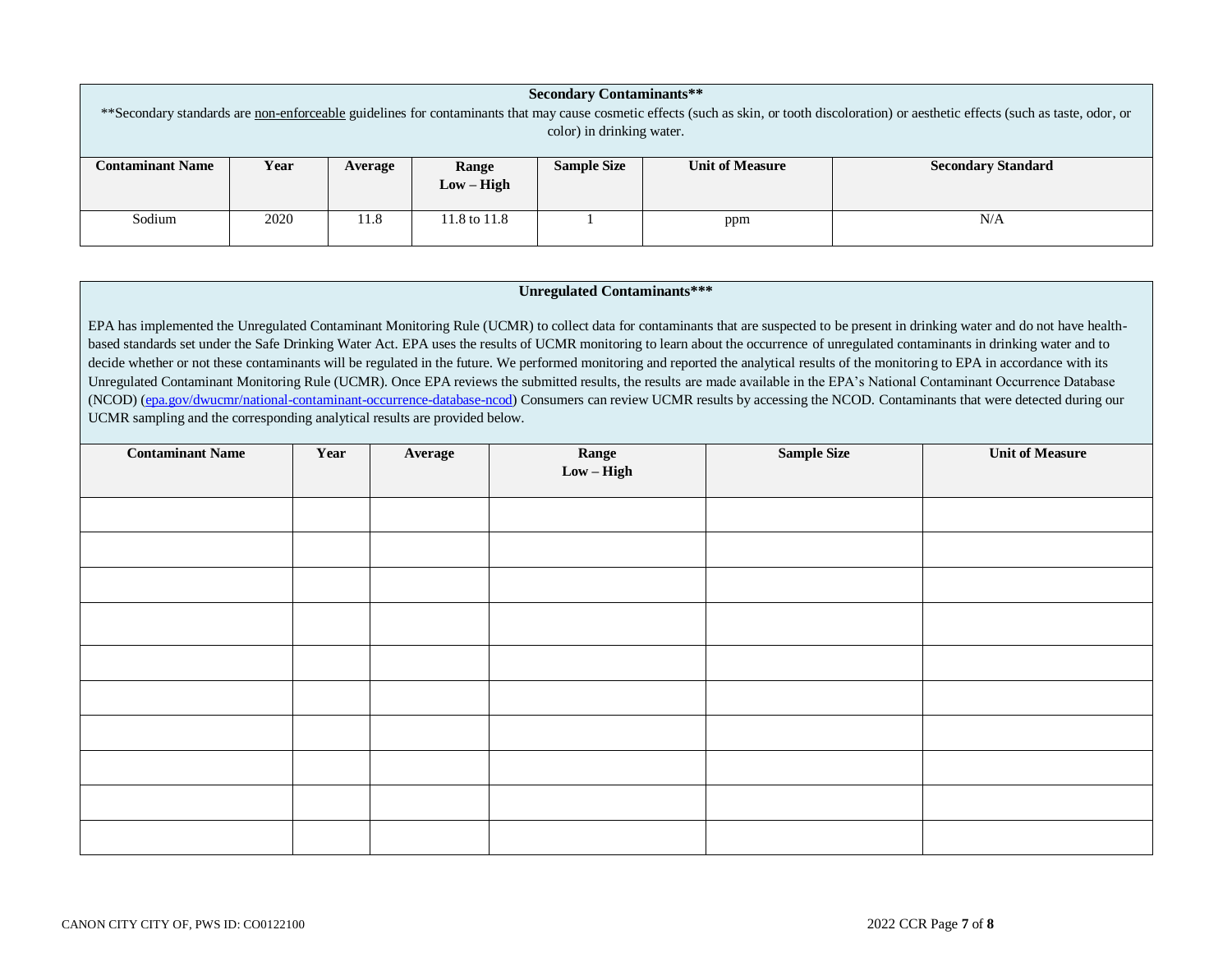### Secondary Contaminants**

**Secondary standards are <u>non-enforceable</u> guidelines for contaminants that may cause cosmetic effects (such as skin, or tooth discoloration) or aesthetic effects (such as taste, odor, or color) in drinking water.

| Contaminant Name | Year | Average | Range Low – High | Sample Size | Unit of Measure | Secondary Standard |
|---|---|---|---|---|---|---|
| Sodium | 2020 | 11.8 | 11.8 to 11.8 | 1 | ppm | N/A |

### Unregulated Contaminants***

EPA has implemented the Unregulated Contaminant Monitoring Rule (UCMR) to collect data for contaminants that are suspected to be present in drinking water and do not have health-based standards set under the Safe Drinking Water Act. EPA uses the results of UCMR monitoring to learn about the occurrence of unregulated contaminants in drinking water and to decide whether or not these contaminants will be regulated in the future. We performed monitoring and reported the analytical results of the monitoring to EPA in accordance with its Unregulated Contaminant Monitoring Rule (UCMR). Once EPA reviews the submitted results, the results are made available in the EPA's National Contaminant Occurrence Database (NCOD) ([epa.gov/dwucmr/national-contaminant-occurrence-database-ncod](epa.gov/dwucmr/national-contaminant-occurrence-database-ncod)) Consumers can review UCMR results by accessing the NCOD. Contaminants that were detected during our UCMR sampling and the corresponding analytical results are provided below.

| Contaminant Name | Year | Average | Range Low – High | Sample Size | Unit of Measure |
|---|---|---|---|---|---|
| | | | | | |
| | | | | | |
| | | | | | |
| | | | | | |
| | | | | | |
| | | | | | |
| | | | | | |
| | | | | | |
| | | | | | |
| | | | | | |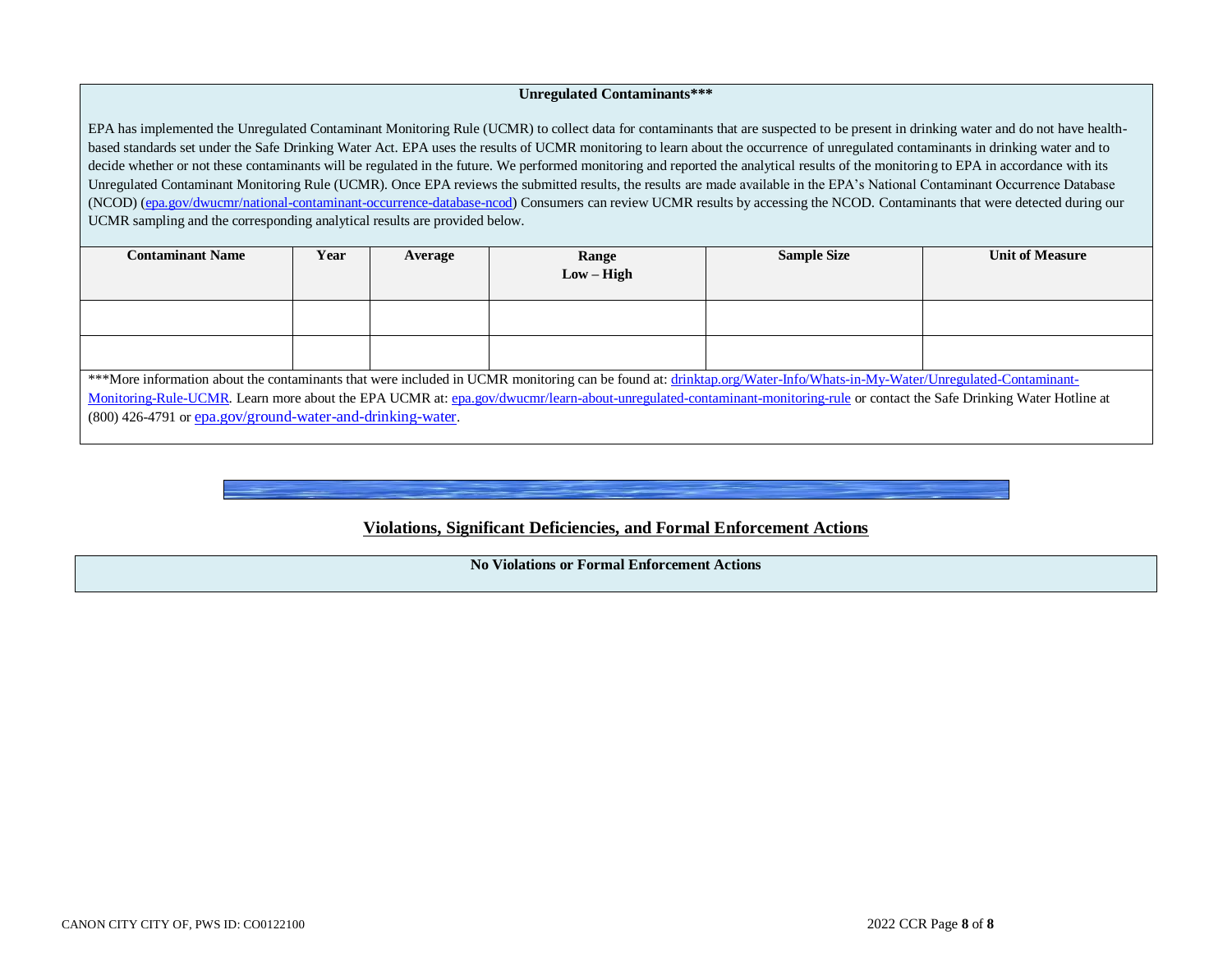**Unregulated Contaminants*****

EPA has implemented the Unregulated Contaminant Monitoring Rule (UCMR) to collect data for contaminants that are suspected to be present in drinking water and do not have health-based standards set under the Safe Drinking Water Act. EPA uses the results of UCMR monitoring to learn about the occurrence of unregulated contaminants in drinking water and to decide whether or not these contaminants will be regulated in the future. We performed monitoring and reported the analytical results of the monitoring to EPA in accordance with its Unregulated Contaminant Monitoring Rule (UCMR). Once EPA reviews the submitted results, the results are made available in the EPA's National Contaminant Occurrence Database (NCOD) (epa.gov/dwucmr/national-contaminant-occurrence-database-ncod) Consumers can review UCMR results by accessing the NCOD. Contaminants that were detected during our UCMR sampling and the corresponding analytical results are provided below.

| Contaminant Name | Year | Average | Range Low – High | Sample Size | Unit of Measure |
|---|---|---|---|---|---|
| | | | | | |
| | | | | | |

***More information about the contaminants that were included in UCMR monitoring can be found at: drinktap.org/Water-Info/Whats-in-My-Water/Unregulated-Contaminant-Monitoring-Rule-UCMR. Learn more about the EPA UCMR at: epa.gov/dwucmr/learn-about-unregulated-contaminant-monitoring-rule or contact the Safe Drinking Water Hotline at (800) 426-4791 or epa.gov/ground-water-and-drinking-water.

## Violations, Significant Deficiencies, and Formal Enforcement Actions

**No Violations or Formal Enforcement Actions**